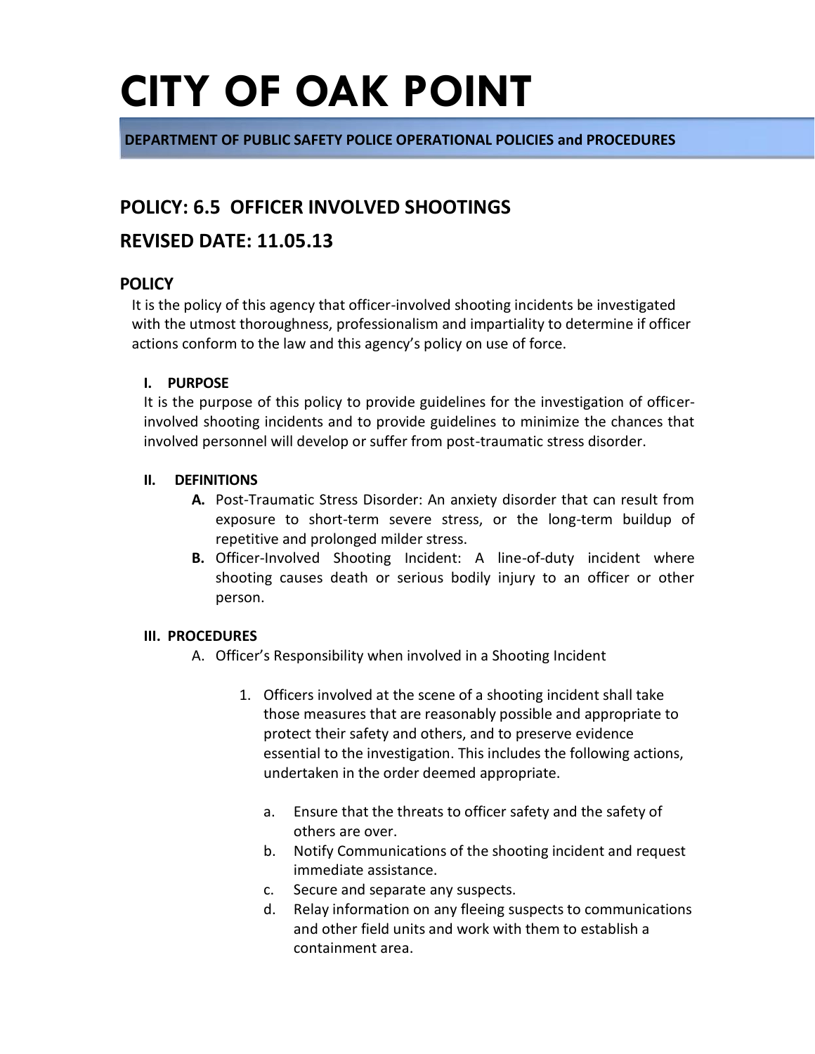# CITY OF OAK POINT

**DEPARTMENT OF PUBLIC SAFETY POLICE OPERATIONAL POLICIES and PROCEDURES**

## POLICY: 6.5 OFFICER INVOLVED SHOOTINGS

## REVISED DATE: 11.05.13

### POLICY

It is the policy of this agency that officer-involved shooting incidents be investigated with the utmost thoroughness, professionalism and impartiality to determine if officer actions conform to the law and this agency's policy on use of force.

**I. PURPOSE**

It is the purpose of this policy to provide guidelines for the investigation of officer-involved shooting incidents and to provide guidelines to minimize the chances that involved personnel will develop or suffer from post-traumatic stress disorder.

**II. DEFINITIONS**

**A.** Post-Traumatic Stress Disorder: An anxiety disorder that can result from exposure to short-term severe stress, or the long-term buildup of repetitive and prolonged milder stress.

**B.** Officer-Involved Shooting Incident: A line-of-duty incident where shooting causes death or serious bodily injury to an officer or other person.

**III. PROCEDURES**

A. Officer's Responsibility when involved in a Shooting Incident

1. Officers involved at the scene of a shooting incident shall take those measures that are reasonably possible and appropriate to protect their safety and others, and to preserve evidence essential to the investigation. This includes the following actions, undertaken in the order deemed appropriate.

   a. Ensure that the threats to officer safety and the safety of others are over.

   b. Notify Communications of the shooting incident and request immediate assistance.

   c. Secure and separate any suspects.

   d. Relay information on any fleeing suspects to communications and other field units and work with them to establish a containment area.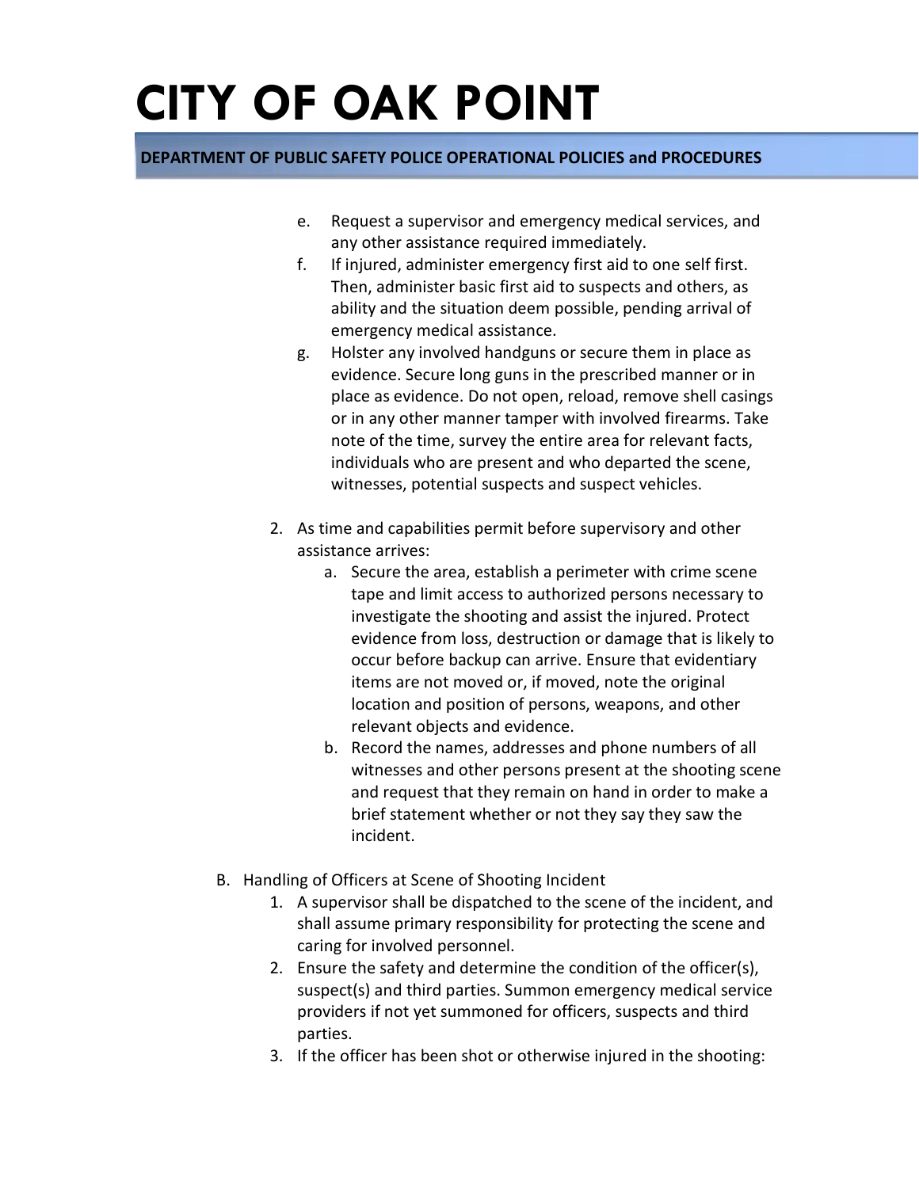e. Request a supervisor and emergency medical services, and any other assistance required immediately.

f. If injured, administer emergency first aid to one self first. Then, administer basic first aid to suspects and others, as ability and the situation deem possible, pending arrival of emergency medical assistance.

g. Holster any involved handguns or secure them in place as evidence. Secure long guns in the prescribed manner or in place as evidence. Do not open, reload, remove shell casings or in any other manner tamper with involved firearms. Take note of the time, survey the entire area for relevant facts, individuals who are present and who departed the scene, witnesses, potential suspects and suspect vehicles.

2. As time and capabilities permit before supervisory and other assistance arrives:
   a. Secure the area, establish a perimeter with crime scene tape and limit access to authorized persons necessary to investigate the shooting and assist the injured. Protect evidence from loss, destruction or damage that is likely to occur before backup can arrive. Ensure that evidentiary items are not moved or, if moved, note the original location and position of persons, weapons, and other relevant objects and evidence.
   b. Record the names, addresses and phone numbers of all witnesses and other persons present at the shooting scene and request that they remain on hand in order to make a brief statement whether or not they say they saw the incident.

B. Handling of Officers at Scene of Shooting Incident
   1. A supervisor shall be dispatched to the scene of the incident, and shall assume primary responsibility for protecting the scene and caring for involved personnel.
   2. Ensure the safety and determine the condition of the officer(s), suspect(s) and third parties. Summon emergency medical service providers if not yet summoned for officers, suspects and third parties.
   3. If the officer has been shot or otherwise injured in the shooting: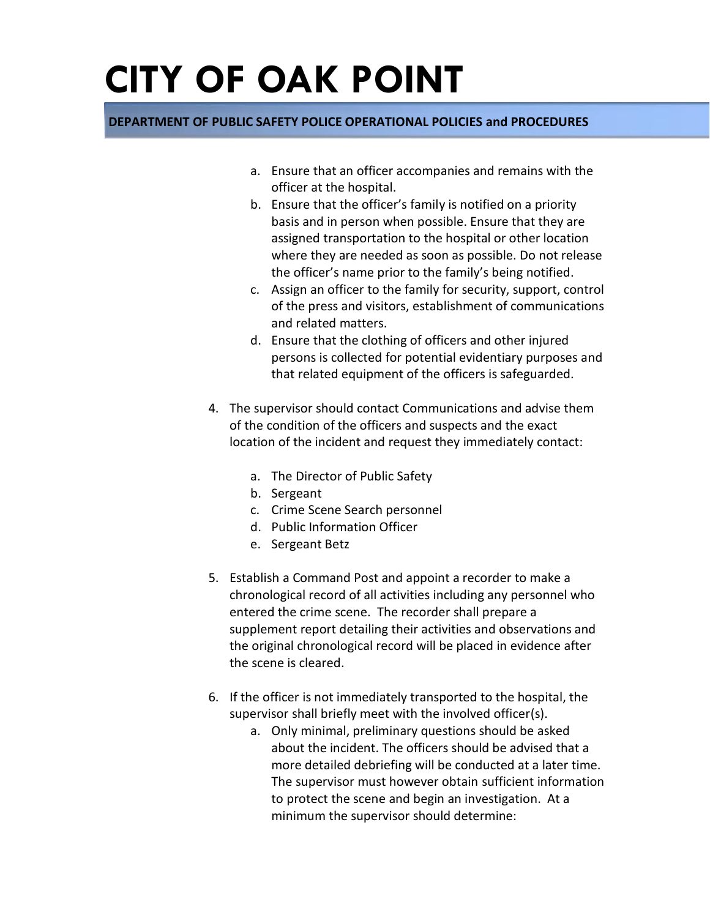a. Ensure that an officer accompanies and remains with the officer at the hospital.
   b. Ensure that the officer's family is notified on a priority basis and in person when possible. Ensure that they are assigned transportation to the hospital or other location where they are needed as soon as possible. Do not release the officer's name prior to the family's being notified.
   c. Assign an officer to the family for security, support, control of the press and visitors, establishment of communications and related matters.
   d. Ensure that the clothing of officers and other injured persons is collected for potential evidentiary purposes and that related equipment of the officers is safeguarded.

4. The supervisor should contact Communications and advise them of the condition of the officers and suspects and the exact location of the incident and request they immediately contact:

   a. The Director of Public Safety
   b. Sergeant
   c. Crime Scene Search personnel
   d. Public Information Officer
   e. Sergeant Betz

5. Establish a Command Post and appoint a recorder to make a chronological record of all activities including any personnel who entered the crime scene. The recorder shall prepare a supplement report detailing their activities and observations and the original chronological record will be placed in evidence after the scene is cleared.

6. If the officer is not immediately transported to the hospital, the supervisor shall briefly meet with the involved officer(s).
   a. Only minimal, preliminary questions should be asked about the incident. The officers should be advised that a more detailed debriefing will be conducted at a later time. The supervisor must however obtain sufficient information to protect the scene and begin an investigation. At a minimum the supervisor should determine: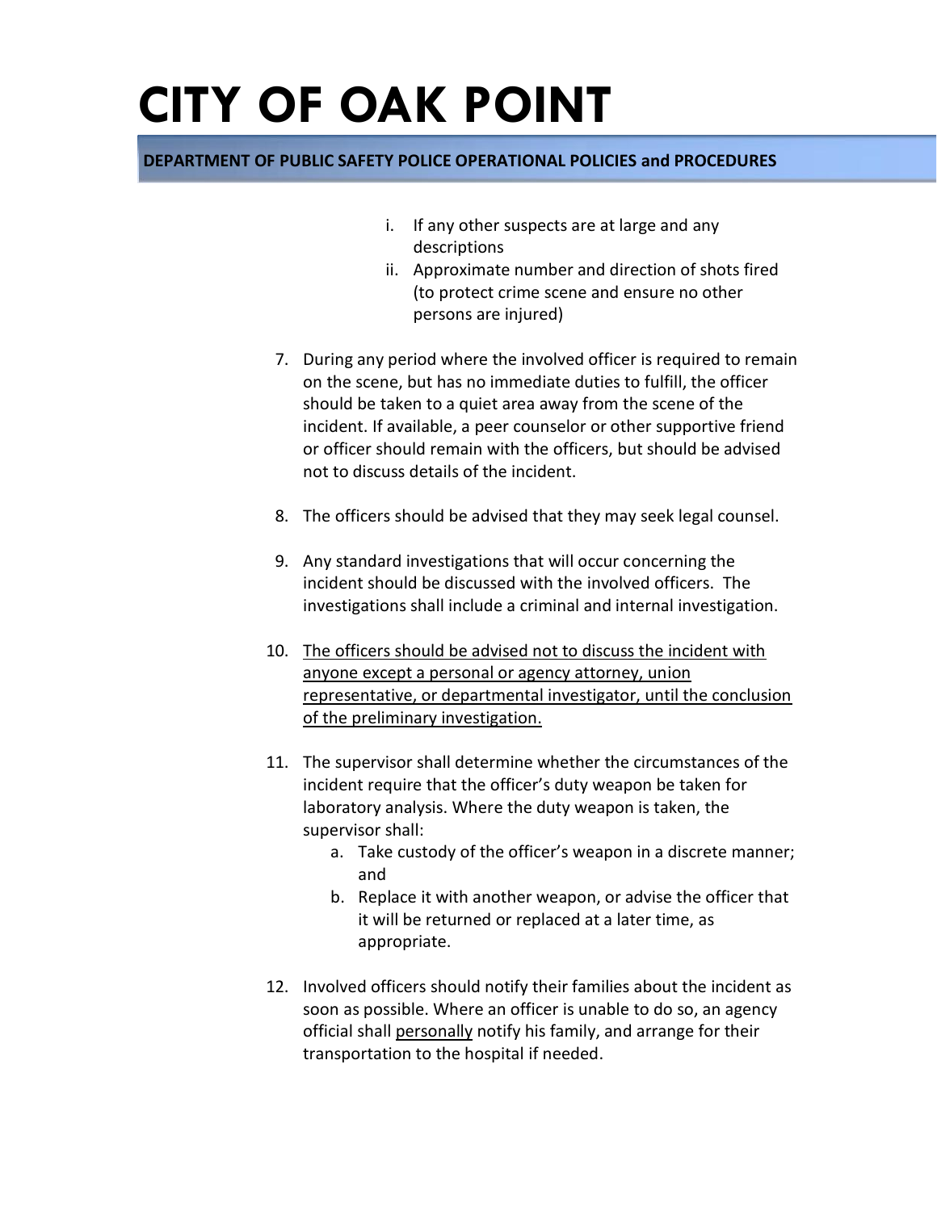i. If any other suspects are at large and any descriptions
ii. Approximate number and direction of shots fired (to protect crime scene and ensure no other persons are injured)

7. During any period where the involved officer is required to remain on the scene, but has no immediate duties to fulfill, the officer should be taken to a quiet area away from the scene of the incident. If available, a peer counselor or other supportive friend or officer should remain with the officers, but should be advised not to discuss details of the incident.

8. The officers should be advised that they may seek legal counsel.

9. Any standard investigations that will occur concerning the incident should be discussed with the involved officers. The investigations shall include a criminal and internal investigation.

10. <u>The officers should be advised not to discuss the incident with anyone except a personal or agency attorney, union representative, or departmental investigator, until the conclusion of the preliminary investigation.</u>

11. The supervisor shall determine whether the circumstances of the incident require that the officer's duty weapon be taken for laboratory analysis. Where the duty weapon is taken, the supervisor shall:
    a. Take custody of the officer's weapon in a discrete manner; and
    b. Replace it with another weapon, or advise the officer that it will be returned or replaced at a later time, as appropriate.

12. Involved officers should notify their families about the incident as soon as possible. Where an officer is unable to do so, an agency official shall <u>personally</u> notify his family, and arrange for their transportation to the hospital if needed.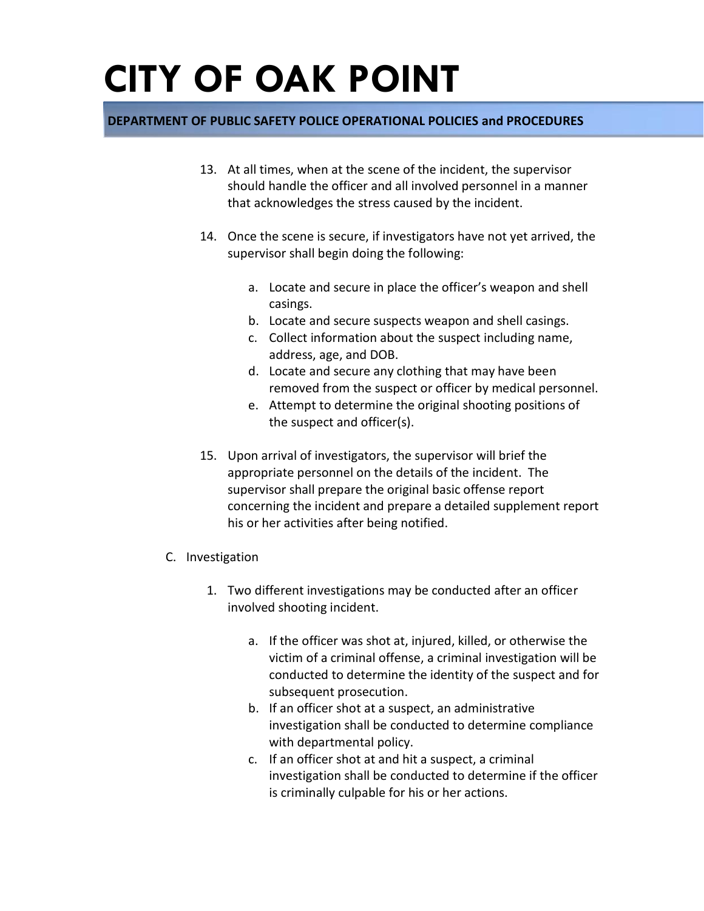13. At all times, when at the scene of the incident, the supervisor should handle the officer and all involved personnel in a manner that acknowledges the stress caused by the incident.

14. Once the scene is secure, if investigators have not yet arrived, the supervisor shall begin doing the following:

    a. Locate and secure in place the officer's weapon and shell casings.
    b. Locate and secure suspects weapon and shell casings.
    c. Collect information about the suspect including name, address, age, and DOB.
    d. Locate and secure any clothing that may have been removed from the suspect or officer by medical personnel.
    e. Attempt to determine the original shooting positions of the suspect and officer(s).

15. Upon arrival of investigators, the supervisor will brief the appropriate personnel on the details of the incident. The supervisor shall prepare the original basic offense report concerning the incident and prepare a detailed supplement report his or her activities after being notified.

C. Investigation

1. Two different investigations may be conducted after an officer involved shooting incident.

    a. If the officer was shot at, injured, killed, or otherwise the victim of a criminal offense, a criminal investigation will be conducted to determine the identity of the suspect and for subsequent prosecution.
    b. If an officer shot at a suspect, an administrative investigation shall be conducted to determine compliance with departmental policy.
    c. If an officer shot at and hit a suspect, a criminal investigation shall be conducted to determine if the officer is criminally culpable for his or her actions.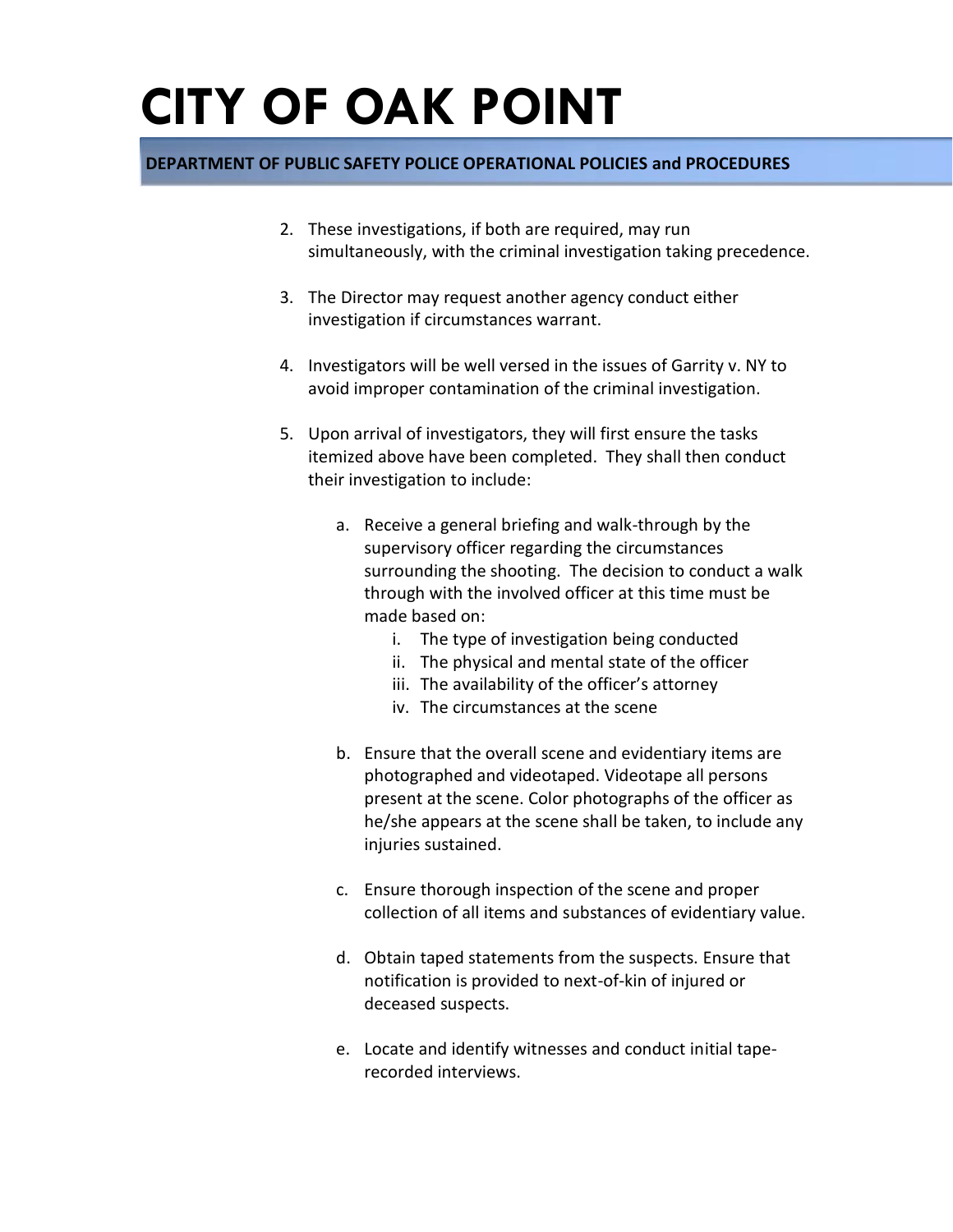2. These investigations, if both are required, may run simultaneously, with the criminal investigation taking precedence.

3. The Director may request another agency conduct either investigation if circumstances warrant.

4. Investigators will be well versed in the issues of Garrity v. NY to avoid improper contamination of the criminal investigation.

5. Upon arrival of investigators, they will first ensure the tasks itemized above have been completed. They shall then conduct their investigation to include:

   a. Receive a general briefing and walk-through by the supervisory officer regarding the circumstances surrounding the shooting. The decision to conduct a walk through with the involved officer at this time must be made based on:
      i. The type of investigation being conducted
      ii. The physical and mental state of the officer
      iii. The availability of the officer's attorney
      iv. The circumstances at the scene

   b. Ensure that the overall scene and evidentiary items are photographed and videotaped. Videotape all persons present at the scene. Color photographs of the officer as he/she appears at the scene shall be taken, to include any injuries sustained.

   c. Ensure thorough inspection of the scene and proper collection of all items and substances of evidentiary value.

   d. Obtain taped statements from the suspects. Ensure that notification is provided to next-of-kin of injured or deceased suspects.

   e. Locate and identify witnesses and conduct initial tape-recorded interviews.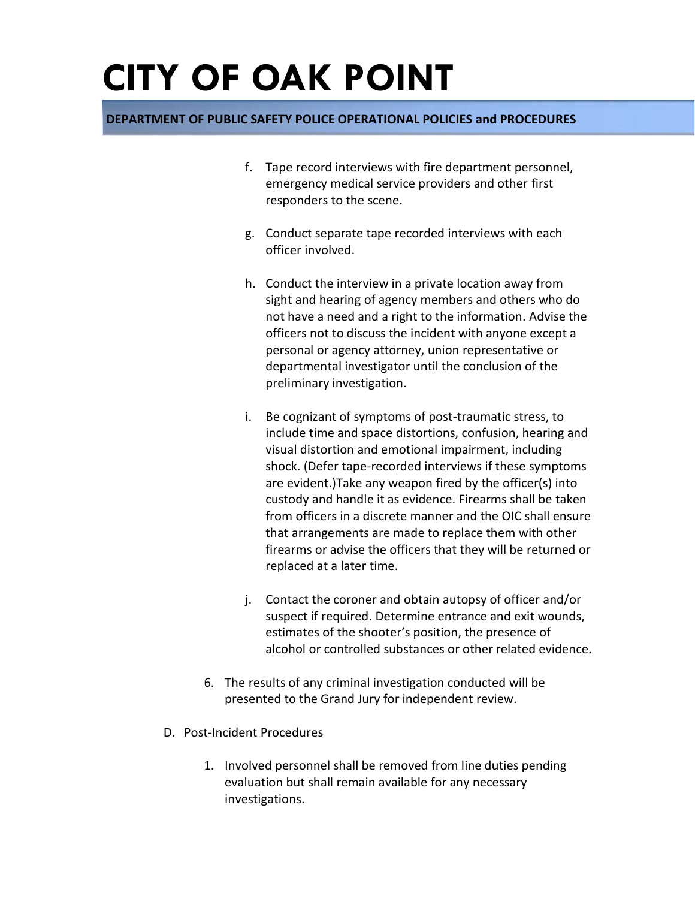f. Tape record interviews with fire department personnel, emergency medical service providers and other first responders to the scene.

g. Conduct separate tape recorded interviews with each officer involved.

h. Conduct the interview in a private location away from sight and hearing of agency members and others who do not have a need and a right to the information. Advise the officers not to discuss the incident with anyone except a personal or agency attorney, union representative or departmental investigator until the conclusion of the preliminary investigation.

i. Be cognizant of symptoms of post-traumatic stress, to include time and space distortions, confusion, hearing and visual distortion and emotional impairment, including shock. (Defer tape-recorded interviews if these symptoms are evident.)Take any weapon fired by the officer(s) into custody and handle it as evidence. Firearms shall be taken from officers in a discrete manner and the OIC shall ensure that arrangements are made to replace them with other firearms or advise the officers that they will be returned or replaced at a later time.

j. Contact the coroner and obtain autopsy of officer and/or suspect if required. Determine entrance and exit wounds, estimates of the shooter's position, the presence of alcohol or controlled substances or other related evidence.

6. The results of any criminal investigation conducted will be presented to the Grand Jury for independent review.

D. Post-Incident Procedures

1. Involved personnel shall be removed from line duties pending evaluation but shall remain available for any necessary investigations.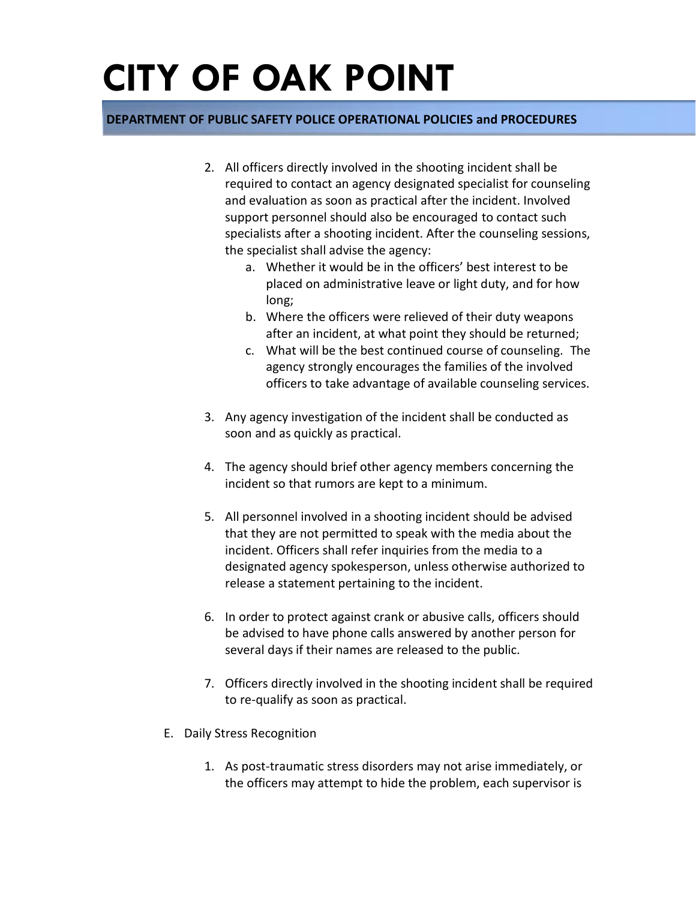2. All officers directly involved in the shooting incident shall be required to contact an agency designated specialist for counseling and evaluation as soon as practical after the incident. Involved support personnel should also be encouraged to contact such specialists after a shooting incident. After the counseling sessions, the specialist shall advise the agency:
   a. Whether it would be in the officers' best interest to be placed on administrative leave or light duty, and for how long;
   b. Where the officers were relieved of their duty weapons after an incident, at what point they should be returned;
   c. What will be the best continued course of counseling. The agency strongly encourages the families of the involved officers to take advantage of available counseling services.

3. Any agency investigation of the incident shall be conducted as soon and as quickly as practical.

4. The agency should brief other agency members concerning the incident so that rumors are kept to a minimum.

5. All personnel involved in a shooting incident should be advised that they are not permitted to speak with the media about the incident. Officers shall refer inquiries from the media to a designated agency spokesperson, unless otherwise authorized to release a statement pertaining to the incident.

6. In order to protect against crank or abusive calls, officers should be advised to have phone calls answered by another person for several days if their names are released to the public.

7. Officers directly involved in the shooting incident shall be required to re-qualify as soon as practical.

E. Daily Stress Recognition

1. As post-traumatic stress disorders may not arise immediately, or the officers may attempt to hide the problem, each supervisor is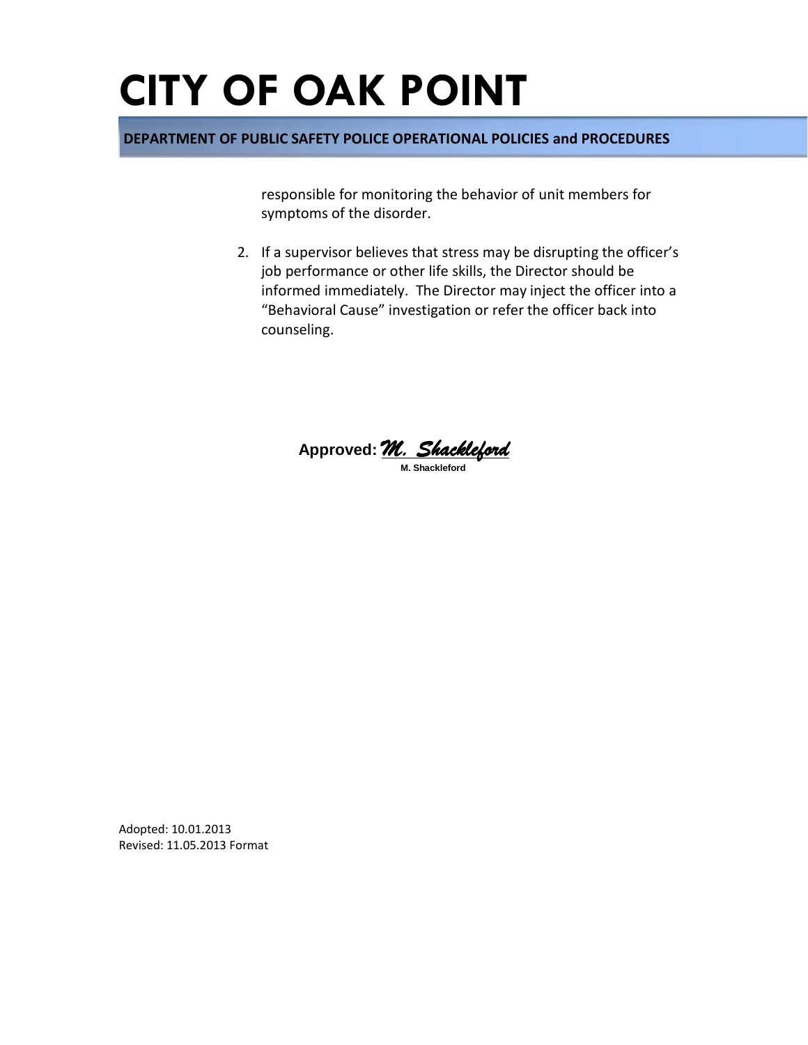responsible for monitoring the behavior of unit members for symptoms of the disorder.

2. If a supervisor believes that stress may be disrupting the officer's job performance or other life skills, the Director should be informed immediately. The Director may inject the officer into a "Behavioral Cause" investigation or refer the officer back into counseling.

**Approved:** *M. Shackleford*
**M. Shackleford**

Adopted: 10.01.2013
Revised: 11.05.2013 Format